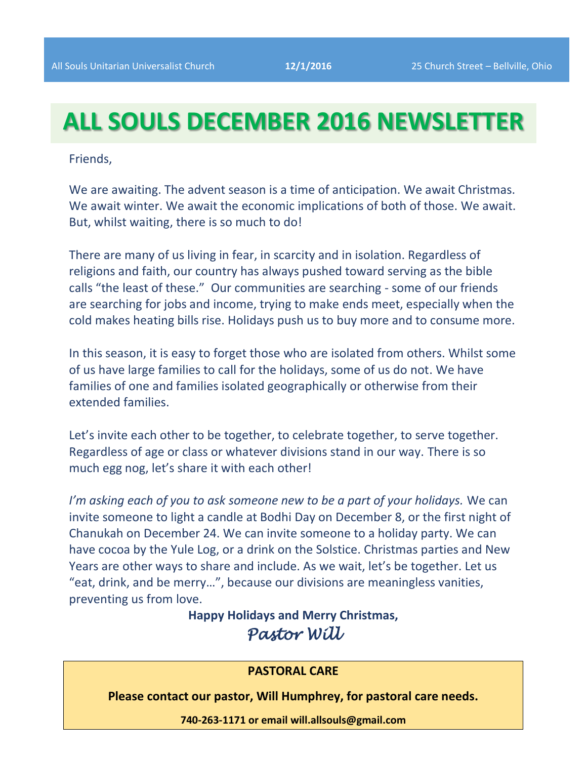All Souls Unitarian Universalist Church **12/1/2016** 25 Church Street – Bellville, Ohio

# ALL SOULS DECEMBER 2016 NEWSLETTER

Friends,

We are awaiting. The advent season is a time of anticipation. We await Christmas. We await winter. We await the economic implications of both of those. We await. But, whilst waiting, there is so much to do!

There are many of us living in fear, in scarcity and in isolation. Regardless of religions and faith, our country has always pushed toward serving as the bible calls "the least of these." Our communities are searching - some of our friends are searching for jobs and income, trying to make ends meet, especially when the cold makes heating bills rise. Holidays push us to buy more and to consume more.

In this season, it is easy to forget those who are isolated from others. Whilst some of us have large families to call for the holidays, some of us do not. We have families of one and families isolated geographically or otherwise from their extended families.

Let's invite each other to be together, to celebrate together, to serve together. Regardless of age or class or whatever divisions stand in our way. There is so much egg nog, let's share it with each other!

*I'm asking each of you to ask someone new to be a part of your holidays.* We can invite someone to light a candle at Bodhi Day on December 8, or the first night of Chanukah on December 24. We can invite someone to a holiday party. We can have cocoa by the Yule Log, or a drink on the Solstice. Christmas parties and New Years are other ways to share and include. As we wait, let's be together. Let us "eat, drink, and be merry…", because our divisions are meaningless vanities, preventing us from love.

**Happy Holidays and Merry Christmas,**

*Pastor Will*

**PASTORAL CARE**

**Please contact our pastor, Will Humphrey, for pastoral care needs.**

**740-263-1171 or email will.allsouls@gmail.com**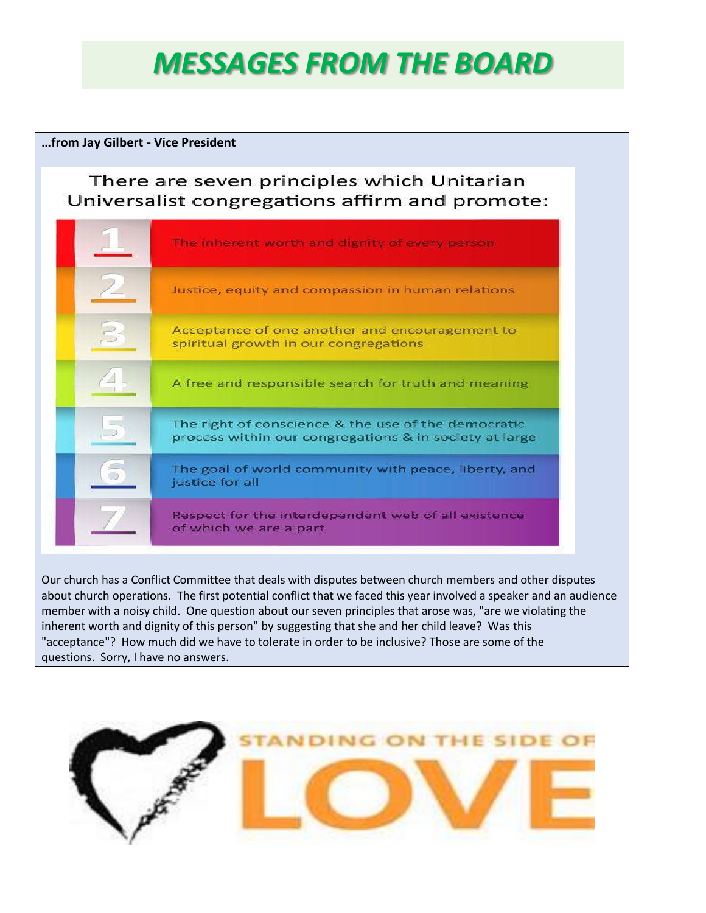# *MESSAGES FROM THE BOARD*

**…from Jay Gilbert - Vice President**

There are seven principles which Unitarian Universalist congregations affirm and promote:

1. The inherent worth and dignity of every person
2. Justice, equity and compassion in human relations
3. Acceptance of one another and encouragement to spiritual growth in our congregations
4. A free and responsible search for truth and meaning
5. The right of conscience & the use of the democratic process within our congregations & in society at large
6. The goal of world community with peace, liberty, and justice for all
7. Respect for the interdependent web of all existence of which we are a part

Our church has a Conflict Committee that deals with disputes between church members and other disputes about church operations. The first potential conflict that we faced this year involved a speaker and an audience member with a noisy child. One question about our seven principles that arose was, "are we violating the inherent worth and dignity of this person" by suggesting that she and her child leave? Was this "acceptance"? How much did we have to tolerate in order to be inclusive? Those are some of the questions. Sorry, I have no answers.

STANDING ON THE SIDE OF LOVE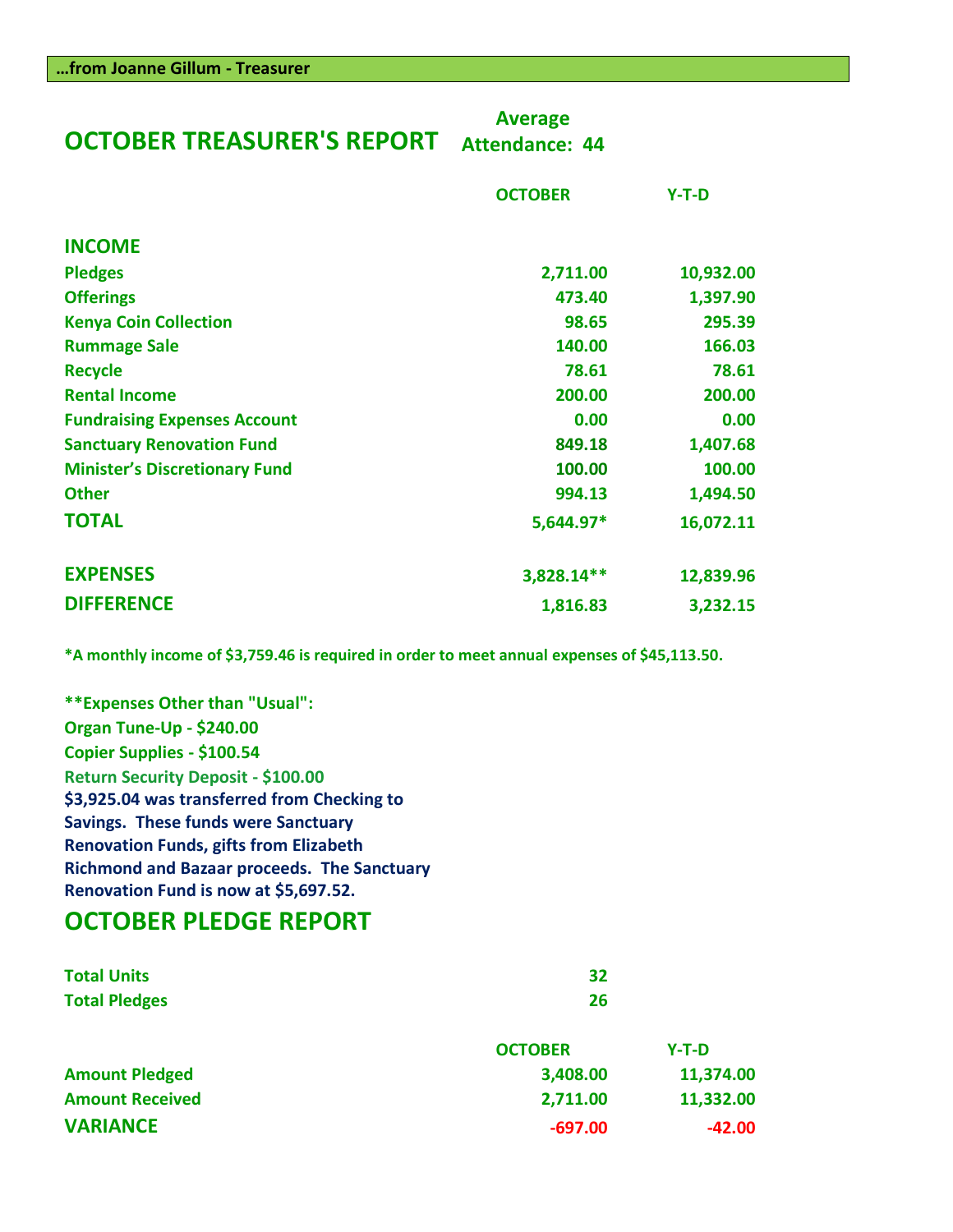**…from Joanne Gillum - Treasurer**

## OCTOBER TREASURER'S REPORT

**Average Attendance: 44**

| | OCTOBER | Y-T-D |
|---|---|---|
| **INCOME** | | |
| Pledges | 2,711.00 | 10,932.00 |
| Offerings | 473.40 | 1,397.90 |
| Kenya Coin Collection | 98.65 | 295.39 |
| Rummage Sale | 140.00 | 166.03 |
| Recycle | 78.61 | 78.61 |
| Rental Income | 200.00 | 200.00 |
| Fundraising Expenses Account | 0.00 | 0.00 |
| Sanctuary Renovation Fund | 849.18 | 1,407.68 |
| Minister's Discretionary Fund | 100.00 | 100.00 |
| Other | 994.13 | 1,494.50 |
| **TOTAL** | 5,644.97* | 16,072.11 |
| **EXPENSES** | 3,828.14** | 12,839.96 |
| **DIFFERENCE** | 1,816.83 | 3,232.15 |

*A monthly income of $3,759.46 is required in order to meet annual expenses of $45,113.50.

**Expenses Other than "Usual":
Organ Tune-Up - $240.00
Copier Supplies - $100.54
Return Security Deposit - $100.00

$3,925.04 was transferred from Checking to Savings. These funds were Sanctuary Renovation Funds, gifts from Elizabeth Richmond and Bazaar proceeds. The Sanctuary Renovation Fund is now at $5,697.52.

## OCTOBER PLEDGE REPORT

| | |
|---|---|
| Total Units | 32 |
| Total Pledges | 26 |

| | OCTOBER | Y-T-D |
|---|---|---|
| Amount Pledged | 3,408.00 | 11,374.00 |
| Amount Received | 2,711.00 | 11,332.00 |
| **VARIANCE** | -697.00 | -42.00 |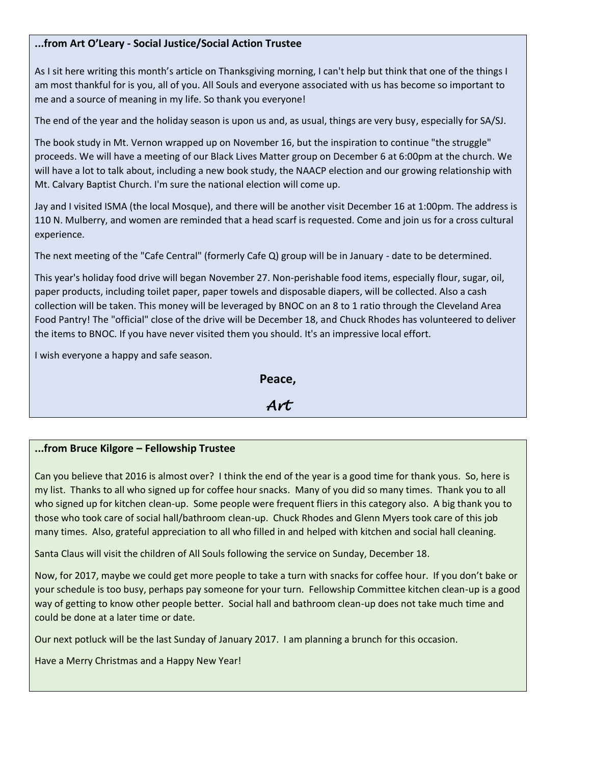### ...from Art O'Leary - Social Justice/Social Action Trustee

As I sit here writing this month's article on Thanksgiving morning, I can't help but think that one of the things I am most thankful for is you, all of you. All Souls and everyone associated with us has become so important to me and a source of meaning in my life. So thank you everyone!

The end of the year and the holiday season is upon us and, as usual, things are very busy, especially for SA/SJ.

The book study in Mt. Vernon wrapped up on November 16, but the inspiration to continue "the struggle" proceeds. We will have a meeting of our Black Lives Matter group on December 6 at 6:00pm at the church. We will have a lot to talk about, including a new book study, the NAACP election and our growing relationship with Mt. Calvary Baptist Church. I'm sure the national election will come up.

Jay and I visited ISMA (the local Mosque), and there will be another visit December 16 at 1:00pm. The address is 110 N. Mulberry, and women are reminded that a head scarf is requested. Come and join us for a cross cultural experience.

The next meeting of the "Cafe Central" (formerly Cafe Q) group will be in January - date to be determined.

This year's holiday food drive will began November 27. Non-perishable food items, especially flour, sugar, oil, paper products, including toilet paper, paper towels and disposable diapers, will be collected. Also a cash collection will be taken. This money will be leveraged by BNOC on an 8 to 1 ratio through the Cleveland Area Food Pantry! The "official" close of the drive will be December 18, and Chuck Rhodes has volunteered to deliver the items to BNOC. If you have never visited them you should. It's an impressive local effort.

I wish everyone a happy and safe season.

**Peace,**

***Art***

### ...from Bruce Kilgore – Fellowship Trustee

Can you believe that 2016 is almost over? I think the end of the year is a good time for thank yous. So, here is my list. Thanks to all who signed up for coffee hour snacks. Many of you did so many times. Thank you to all who signed up for kitchen clean-up. Some people were frequent fliers in this category also. A big thank you to those who took care of social hall/bathroom clean-up. Chuck Rhodes and Glenn Myers took care of this job many times. Also, grateful appreciation to all who filled in and helped with kitchen and social hall cleaning.

Santa Claus will visit the children of All Souls following the service on Sunday, December 18.

Now, for 2017, maybe we could get more people to take a turn with snacks for coffee hour. If you don't bake or your schedule is too busy, perhaps pay someone for your turn. Fellowship Committee kitchen clean-up is a good way of getting to know other people better. Social hall and bathroom clean-up does not take much time and could be done at a later time or date.

Our next potluck will be the last Sunday of January 2017. I am planning a brunch for this occasion.

Have a Merry Christmas and a Happy New Year!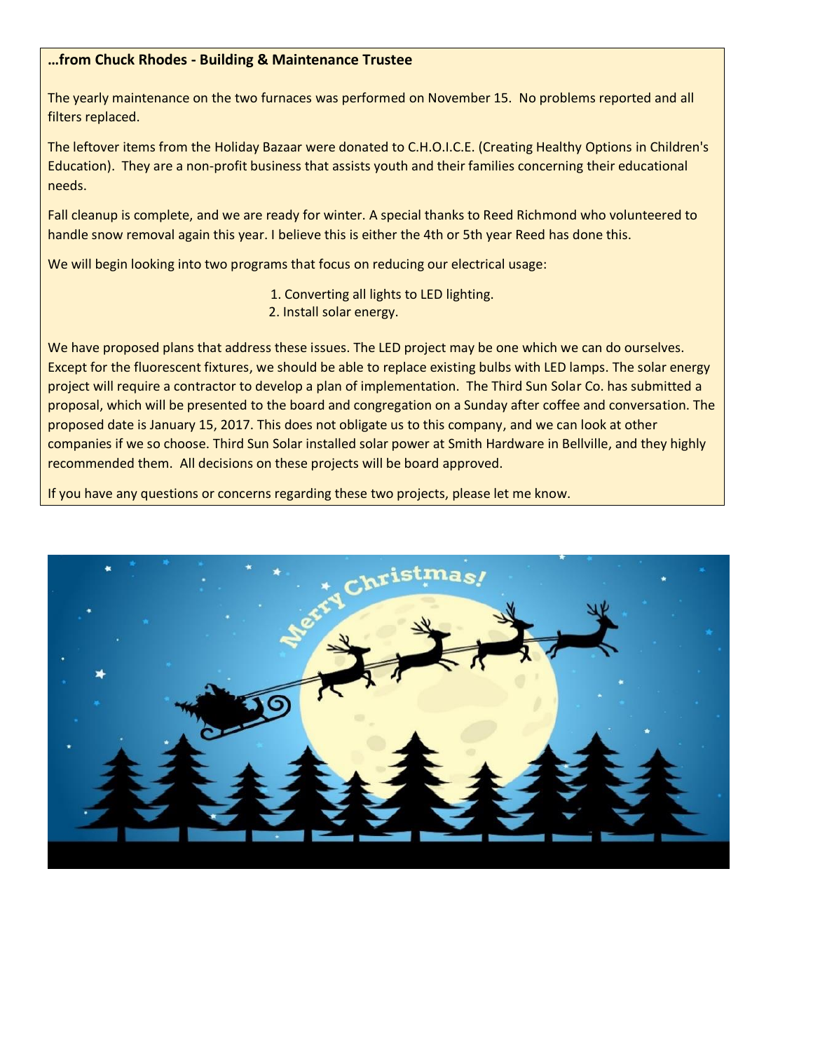**…from Chuck Rhodes - Building & Maintenance Trustee**

The yearly maintenance on the two furnaces was performed on November 15. No problems reported and all filters replaced.

The leftover items from the Holiday Bazaar were donated to C.H.O.I.C.E. (Creating Healthy Options in Children's Education). They are a non-profit business that assists youth and their families concerning their educational needs.

Fall cleanup is complete, and we are ready for winter. A special thanks to Reed Richmond who volunteered to handle snow removal again this year. I believe this is either the 4th or 5th year Reed has done this.

We will begin looking into two programs that focus on reducing our electrical usage:

1. Converting all lights to LED lighting.
2. Install solar energy.

We have proposed plans that address these issues. The LED project may be one which we can do ourselves. Except for the fluorescent fixtures, we should be able to replace existing bulbs with LED lamps. The solar energy project will require a contractor to develop a plan of implementation. The Third Sun Solar Co. has submitted a proposal, which will be presented to the board and congregation on a Sunday after coffee and conversation. The proposed date is January 15, 2017. This does not obligate us to this company, and we can look at other companies if we so choose. Third Sun Solar installed solar power at Smith Hardware in Bellville, and they highly recommended them. All decisions on these projects will be board approved.

If you have any questions or concerns regarding these two projects, please let me know.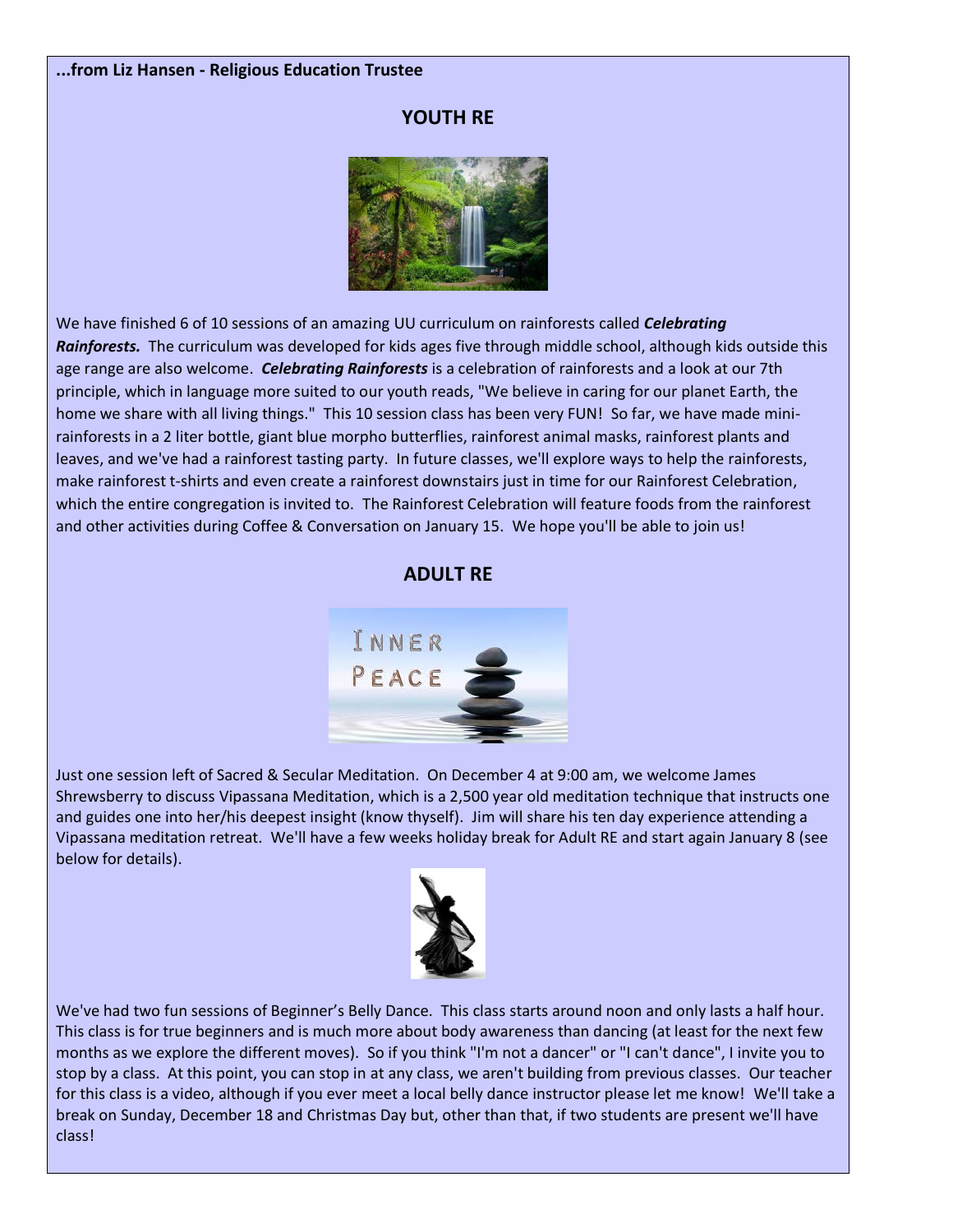**...from Liz Hansen - Religious Education Trustee**

## YOUTH RE

We have finished 6 of 10 sessions of an amazing UU curriculum on rainforests called ***Celebrating Rainforests.*** The curriculum was developed for kids ages five through middle school, although kids outside this age range are also welcome. ***Celebrating Rainforests*** is a celebration of rainforests and a look at our 7th principle, which in language more suited to our youth reads, "We believe in caring for our planet Earth, the home we share with all living things." This 10 session class has been very FUN! So far, we have made mini-rainforests in a 2 liter bottle, giant blue morpho butterflies, rainforest animal masks, rainforest plants and leaves, and we've had a rainforest tasting party. In future classes, we'll explore ways to help the rainforests, make rainforest t-shirts and even create a rainforest downstairs just in time for our Rainforest Celebration, which the entire congregation is invited to. The Rainforest Celebration will feature foods from the rainforest and other activities during Coffee & Conversation on January 15. We hope you'll be able to join us!

## ADULT RE

Just one session left of Sacred & Secular Meditation. On December 4 at 9:00 am, we welcome James Shrewsberry to discuss Vipassana Meditation, which is a 2,500 year old meditation technique that instructs one and guides one into her/his deepest insight (know thyself). Jim will share his ten day experience attending a Vipassana meditation retreat. We'll have a few weeks holiday break for Adult RE and start again January 8 (see below for details).

We've had two fun sessions of Beginner's Belly Dance. This class starts around noon and only lasts a half hour. This class is for true beginners and is much more about body awareness than dancing (at least for the next few months as we explore the different moves). So if you think "I'm not a dancer" or "I can't dance", I invite you to stop by a class. At this point, you can stop in at any class, we aren't building from previous classes. Our teacher for this class is a video, although if you ever meet a local belly dance instructor please let me know! We'll take a break on Sunday, December 18 and Christmas Day but, other than that, if two students are present we'll have class!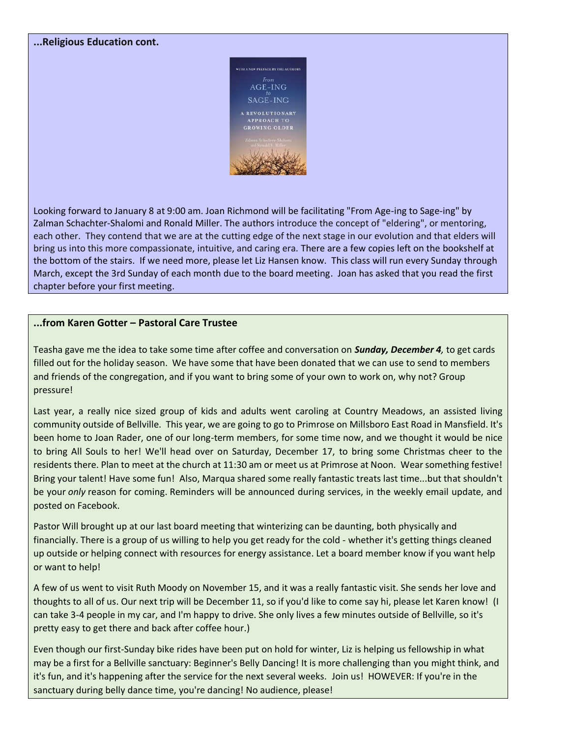**...Religious Education cont.**

Looking forward to January 8 at 9:00 am. Joan Richmond will be facilitating "From Age-ing to Sage-ing" by Zalman Schachter-Shalomi and Ronald Miller. The authors introduce the concept of "eldering", or mentoring, each other. They contend that we are at the cutting edge of the next stage in our evolution and that elders will bring us into this more compassionate, intuitive, and caring era. There are a few copies left on the bookshelf at the bottom of the stairs. If we need more, please let Liz Hansen know. This class will run every Sunday through March, except the 3rd Sunday of each month due to the board meeting. Joan has asked that you read the first chapter before your first meeting.

**...from Karen Gotter – Pastoral Care Trustee**

Teasha gave me the idea to take some time after coffee and conversation on ***Sunday, December 4****,* to get cards filled out for the holiday season. We have some that have been donated that we can use to send to members and friends of the congregation, and if you want to bring some of your own to work on, why not? Group pressure!

Last year, a really nice sized group of kids and adults went caroling at Country Meadows, an assisted living community outside of Bellville. This year, we are going to go to Primrose on Millsboro East Road in Mansfield. It's been home to Joan Rader, one of our long-term members, for some time now, and we thought it would be nice to bring All Souls to her! We'll head over on Saturday, December 17, to bring some Christmas cheer to the residents there. Plan to meet at the church at 11:30 am or meet us at Primrose at Noon. Wear something festive! Bring your talent! Have some fun! Also, Marqua shared some really fantastic treats last time...but that shouldn't be your *only* reason for coming. Reminders will be announced during services, in the weekly email update, and posted on Facebook.

Pastor Will brought up at our last board meeting that winterizing can be daunting, both physically and financially. There is a group of us willing to help you get ready for the cold - whether it's getting things cleaned up outside or helping connect with resources for energy assistance. Let a board member know if you want help or want to help!

A few of us went to visit Ruth Moody on November 15, and it was a really fantastic visit. She sends her love and thoughts to all of us. Our next trip will be December 11, so if you'd like to come say hi, please let Karen know! (I can take 3-4 people in my car, and I'm happy to drive. She only lives a few minutes outside of Bellville, so it's pretty easy to get there and back after coffee hour.)

Even though our first-Sunday bike rides have been put on hold for winter, Liz is helping us fellowship in what may be a first for a Bellville sanctuary: Beginner's Belly Dancing! It is more challenging than you might think, and it's fun, and it's happening after the service for the next several weeks. Join us! HOWEVER: If you're in the sanctuary during belly dance time, you're dancing! No audience, please!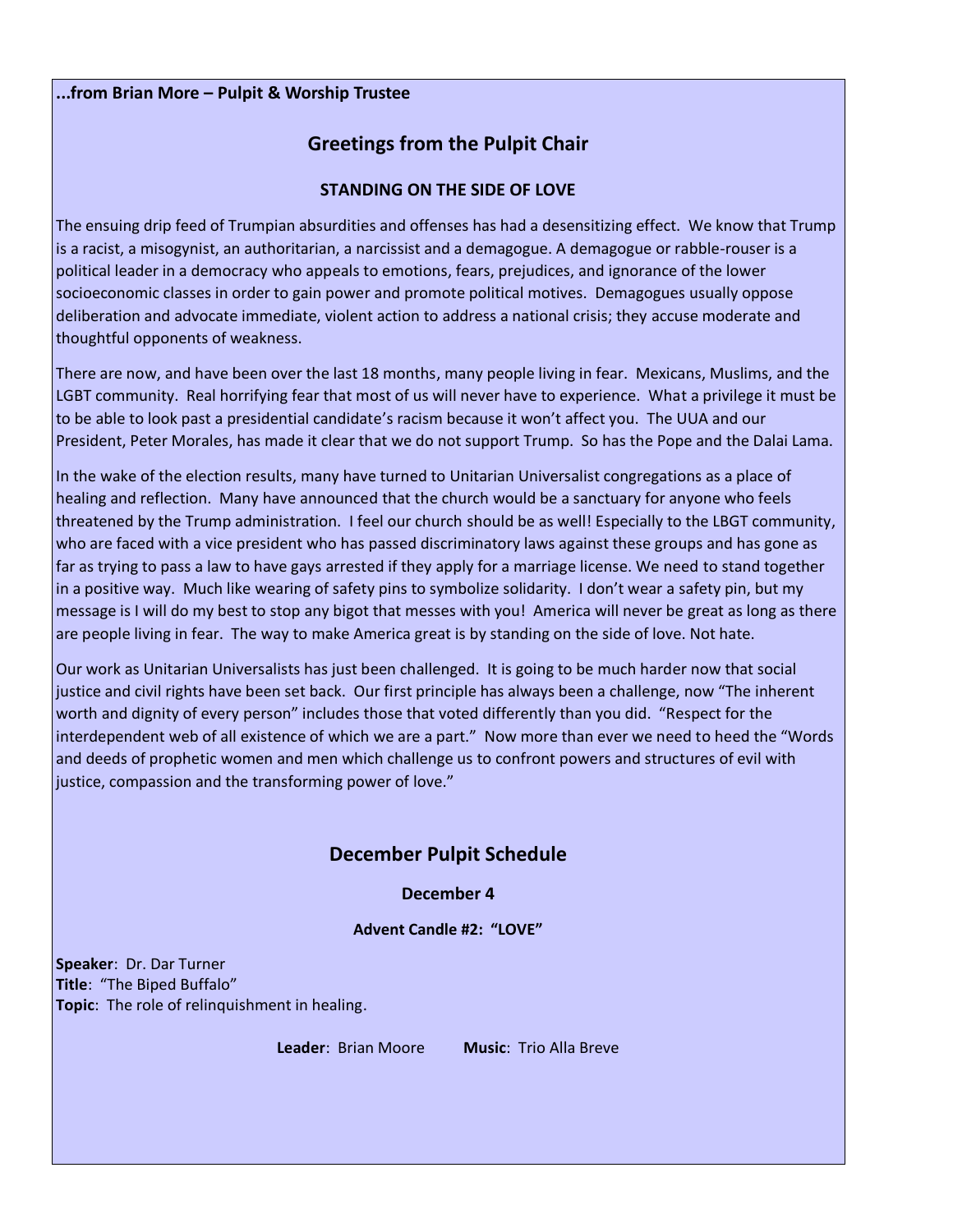**...from Brian More – Pulpit & Worship Trustee**

## Greetings from the Pulpit Chair

### STANDING ON THE SIDE OF LOVE

The ensuing drip feed of Trumpian absurdities and offenses has had a desensitizing effect. We know that Trump is a racist, a misogynist, an authoritarian, a narcissist and a demagogue. A demagogue or rabble-rouser is a political leader in a democracy who appeals to emotions, fears, prejudices, and ignorance of the lower socioeconomic classes in order to gain power and promote political motives. Demagogues usually oppose deliberation and advocate immediate, violent action to address a national crisis; they accuse moderate and thoughtful opponents of weakness.

There are now, and have been over the last 18 months, many people living in fear. Mexicans, Muslims, and the LGBT community. Real horrifying fear that most of us will never have to experience. What a privilege it must be to be able to look past a presidential candidate's racism because it won't affect you. The UUA and our President, Peter Morales, has made it clear that we do not support Trump. So has the Pope and the Dalai Lama.

In the wake of the election results, many have turned to Unitarian Universalist congregations as a place of healing and reflection. Many have announced that the church would be a sanctuary for anyone who feels threatened by the Trump administration. I feel our church should be as well! Especially to the LBGT community, who are faced with a vice president who has passed discriminatory laws against these groups and has gone as far as trying to pass a law to have gays arrested if they apply for a marriage license. We need to stand together in a positive way. Much like wearing of safety pins to symbolize solidarity. I don't wear a safety pin, but my message is I will do my best to stop any bigot that messes with you! America will never be great as long as there are people living in fear. The way to make America great is by standing on the side of love. Not hate.

Our work as Unitarian Universalists has just been challenged. It is going to be much harder now that social justice and civil rights have been set back. Our first principle has always been a challenge, now "The inherent worth and dignity of every person" includes those that voted differently than you did. "Respect for the interdependent web of all existence of which we are a part." Now more than ever we need to heed the "Words and deeds of prophetic women and men which challenge us to confront powers and structures of evil with justice, compassion and the transforming power of love."

## December Pulpit Schedule

### December 4

**Advent Candle #2: "LOVE"**

**Speaker**: Dr. Dar Turner
**Title**: "The Biped Buffalo"
**Topic**: The role of relinquishment in healing.

**Leader**: Brian Moore **Music**: Trio Alla Breve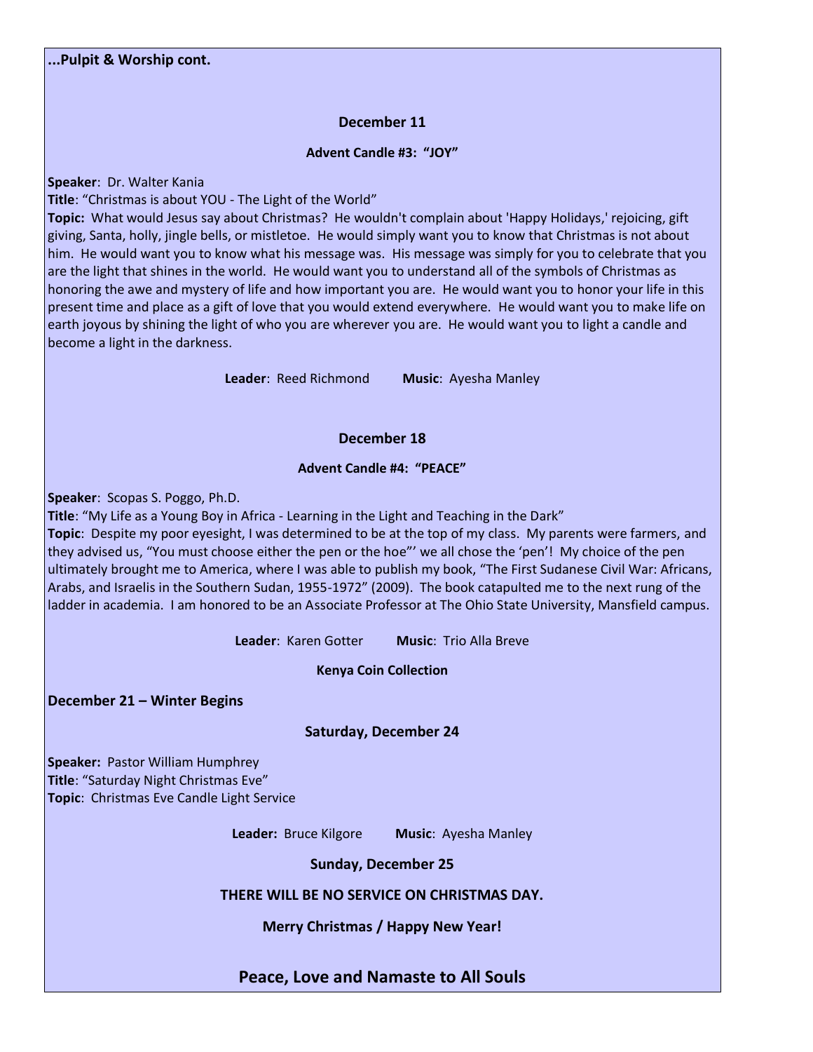**...Pulpit & Worship cont.**

### December 11

**Advent Candle #3: "JOY"**

**Speaker**: Dr. Walter Kania
**Title**: "Christmas is about YOU - The Light of the World"
**Topic:** What would Jesus say about Christmas? He wouldn't complain about 'Happy Holidays,' rejoicing, gift giving, Santa, holly, jingle bells, or mistletoe. He would simply want you to know that Christmas is not about him. He would want you to know what his message was. His message was simply for you to celebrate that you are the light that shines in the world. He would want you to understand all of the symbols of Christmas as honoring the awe and mystery of life and how important you are. He would want you to honor your life in this present time and place as a gift of love that you would extend everywhere. He would want you to make life on earth joyous by shining the light of who you are wherever you are. He would want you to light a candle and become a light in the darkness.

**Leader**: Reed Richmond **Music**: Ayesha Manley

### December 18

**Advent Candle #4: "PEACE"**

**Speaker**: Scopas S. Poggo, Ph.D.
**Title**: "My Life as a Young Boy in Africa - Learning in the Light and Teaching in the Dark"
**Topic**: Despite my poor eyesight, I was determined to be at the top of my class. My parents were farmers, and they advised us, "You must choose either the pen or the hoe"' we all chose the 'pen'! My choice of the pen ultimately brought me to America, where I was able to publish my book, "The First Sudanese Civil War: Africans, Arabs, and Israelis in the Southern Sudan, 1955-1972" (2009). The book catapulted me to the next rung of the ladder in academia. I am honored to be an Associate Professor at The Ohio State University, Mansfield campus.

**Leader**: Karen Gotter **Music**: Trio Alla Breve

**Kenya Coin Collection**

**December 21 – Winter Begins**

### Saturday, December 24

**Speaker:** Pastor William Humphrey
**Title**: "Saturday Night Christmas Eve"
**Topic**: Christmas Eve Candle Light Service

**Leader:** Bruce Kilgore **Music**: Ayesha Manley

### Sunday, December 25

**THERE WILL BE NO SERVICE ON CHRISTMAS DAY.**

**Merry Christmas / Happy New Year!**

## Peace, Love and Namaste to All Souls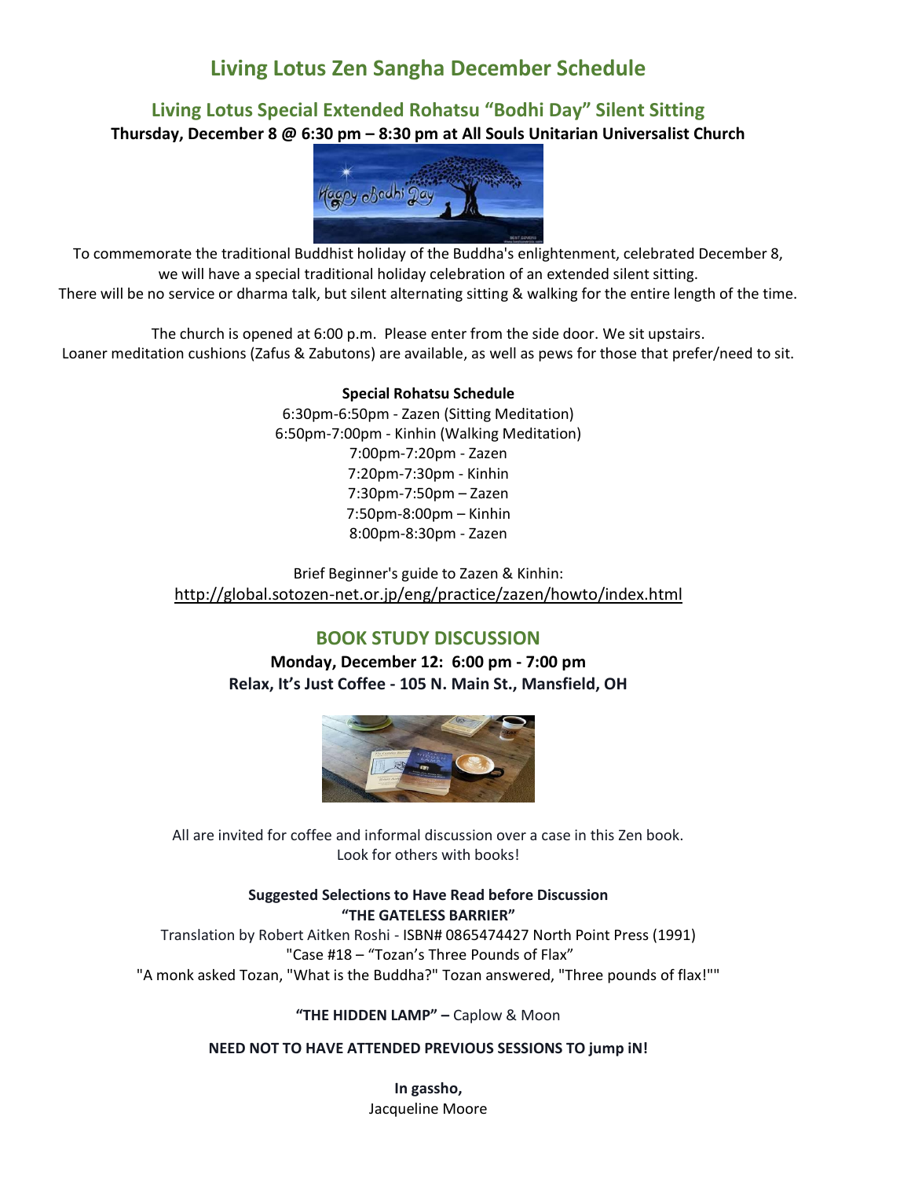# Living Lotus Zen Sangha December Schedule

## Living Lotus Special Extended Rohatsu "Bodhi Day" Silent Sitting

**Thursday, December 8 @ 6:30 pm – 8:30 pm at All Souls Unitarian Universalist Church**

To commemorate the traditional Buddhist holiday of the Buddha's enlightenment, celebrated December 8, we will have a special traditional holiday celebration of an extended silent sitting.
There will be no service or dharma talk, but silent alternating sitting & walking for the entire length of the time.

The church is opened at 6:00 p.m. Please enter from the side door. We sit upstairs.
Loaner meditation cushions (Zafus & Zabutons) are available, as well as pews for those that prefer/need to sit.

**Special Rohatsu Schedule**

6:30pm-6:50pm - Zazen (Sitting Meditation)
6:50pm-7:00pm - Kinhin (Walking Meditation)
7:00pm-7:20pm - Zazen
7:20pm-7:30pm - Kinhin
7:30pm-7:50pm – Zazen
7:50pm-8:00pm – Kinhin
8:00pm-8:30pm - Zazen

Brief Beginner's guide to Zazen & Kinhin:
http://global.sotozen-net.or.jp/eng/practice/zazen/howto/index.html

## BOOK STUDY DISCUSSION

**Monday, December 12: 6:00 pm - 7:00 pm**
**Relax, It's Just Coffee - 105 N. Main St., Mansfield, OH**

All are invited for coffee and informal discussion over a case in this Zen book.
Look for others with books!

**Suggested Selections to Have Read before Discussion**
**"THE GATELESS BARRIER"**
Translation by Robert Aitken Roshi - ISBN# 0865474427 North Point Press (1991)
"Case #18 – "Tozan's Three Pounds of Flax"
"A monk asked Tozan, "What is the Buddha?" Tozan answered, "Three pounds of flax!""

**"THE HIDDEN LAMP" –** Caplow & Moon

**NEED NOT TO HAVE ATTENDED PREVIOUS SESSIONS TO jump iN!**

**In gassho,**
Jacqueline Moore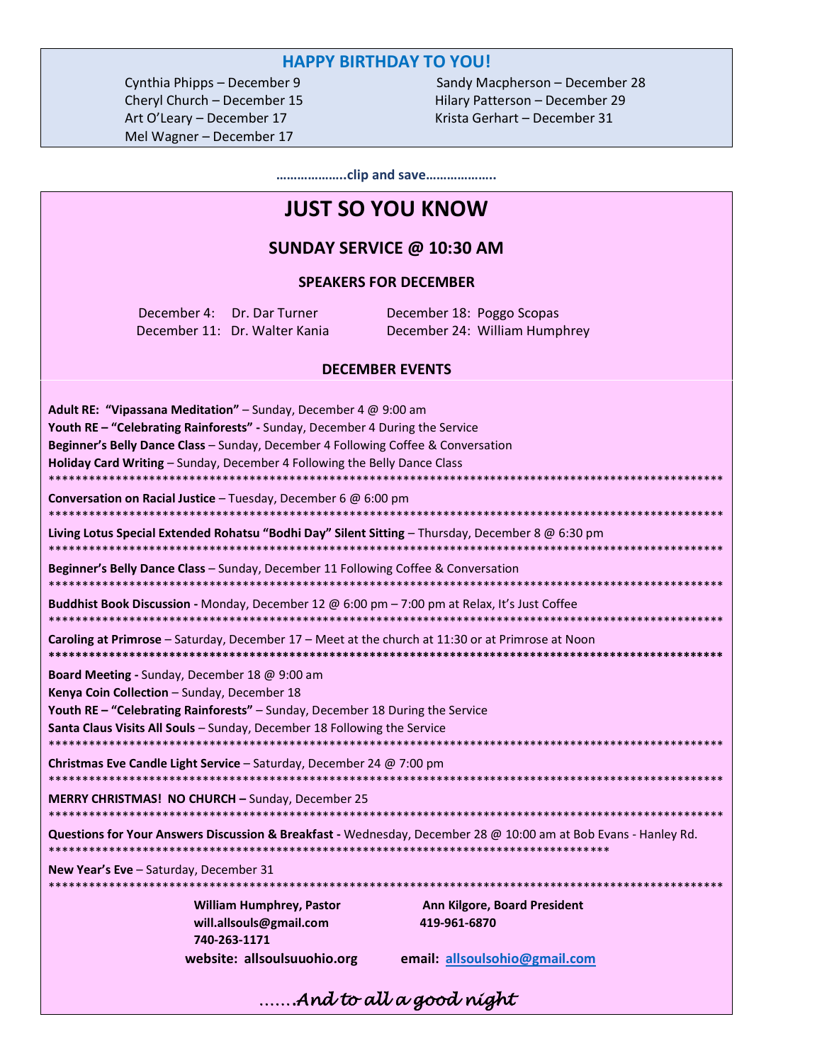## HAPPY BIRTHDAY TO YOU!

Cynthia Phipps – December 9
Cheryl Church – December 15
Art O'Leary – December 17
Mel Wagner – December 17
Sandy Macpherson – December 28
Hilary Patterson – December 29
Krista Gerhart – December 31

**………………..clip and save………………..**

# JUST SO YOU KNOW

## SUNDAY SERVICE @ 10:30 AM

### SPEAKERS FOR DECEMBER

December 4: Dr. Dar Turner
December 11: Dr. Walter Kania
December 18: Poggo Scopas
December 24: William Humphrey

### DECEMBER EVENTS

**Adult RE: "Vipassana Meditation"** – Sunday, December 4 @ 9:00 am
**Youth RE – "Celebrating Rainforests" -** Sunday, December 4 During the Service
**Beginner's Belly Dance Class** – Sunday, December 4 Following Coffee & Conversation
**Holiday Card Writing** – Sunday, December 4 Following the Belly Dance Class

****************************************************************************************************

**Conversation on Racial Justice** – Tuesday, December 6 @ 6:00 pm

****************************************************************************************************

**Living Lotus Special Extended Rohatsu "Bodhi Day" Silent Sitting** – Thursday, December 8 @ 6:30 pm

****************************************************************************************************

**Beginner's Belly Dance Class** – Sunday, December 11 Following Coffee & Conversation

****************************************************************************************************

**Buddhist Book Discussion -** Monday, December 12 @ 6:00 pm – 7:00 pm at Relax, It's Just Coffee

****************************************************************************************************

**Caroling at Primrose** – Saturday, December 17 – Meet at the church at 11:30 or at Primrose at Noon

****************************************************************************************************

**Board Meeting -** Sunday, December 18 @ 9:00 am
**Kenya Coin Collection** – Sunday, December 18
**Youth RE – "Celebrating Rainforests"** – Sunday, December 18 During the Service
**Santa Claus Visits All Souls** – Sunday, December 18 Following the Service

****************************************************************************************************

**Christmas Eve Candle Light Service** – Saturday, December 24 @ 7:00 pm

****************************************************************************************************

**MERRY CHRISTMAS! NO CHURCH –** Sunday, December 25

****************************************************************************************************

**Questions for Your Answers Discussion & Breakfast -** Wednesday, December 28 @ 10:00 am at Bob Evans - Hanley Rd.

****************************************************************************************

**New Year's Eve** – Saturday, December 31

****************************************************************************************************

**William Humphrey, Pastor**
**will.allsouls@gmail.com**
**740-263-1171**

**Ann Kilgore, Board President**
**419-961-6870**

**website: allsoulsuuohio.org** **email: [allsoulsohio@gmail.com](mailto:allsoulsohio@gmail.com)**

*…….And to all a good night*